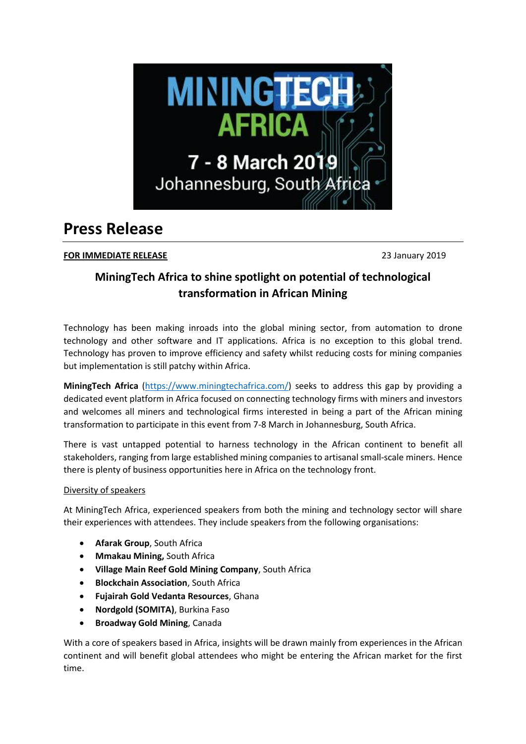MININGTECH AFRICA

7 - 8 March 2019

Johannesburg, South Africa

# Press Release

**FOR IMMEDIATE RELEASE** 23 January 2019

## MiningTech Africa to shine spotlight on potential of technological transformation in African Mining

Technology has been making inroads into the global mining sector, from automation to drone technology and other software and IT applications. Africa is no exception to this global trend. Technology has proven to improve efficiency and safety whilst reducing costs for mining companies but implementation is still patchy within Africa.

**MiningTech Africa** (https://www.miningtechafrica.com/) seeks to address this gap by providing a dedicated event platform in Africa focused on connecting technology firms with miners and investors and welcomes all miners and technological firms interested in being a part of the African mining transformation to participate in this event from 7-8 March in Johannesburg, South Africa.

There is vast untapped potential to harness technology in the African continent to benefit all stakeholders, ranging from large established mining companies to artisanal small-scale miners. Hence there is plenty of business opportunities here in Africa on the technology front.

Diversity of speakers

At MiningTech Africa, experienced speakers from both the mining and technology sector will share their experiences with attendees. They include speakers from the following organisations:

- **Afarak Group**, South Africa
- **Mmakau Mining,** South Africa
- **Village Main Reef Gold Mining Company**, South Africa
- **Blockchain Association**, South Africa
- **Fujairah Gold Vedanta Resources**, Ghana
- **Nordgold (SOMITA)**, Burkina Faso
- **Broadway Gold Mining**, Canada

With a core of speakers based in Africa, insights will be drawn mainly from experiences in the African continent and will benefit global attendees who might be entering the African market for the first time.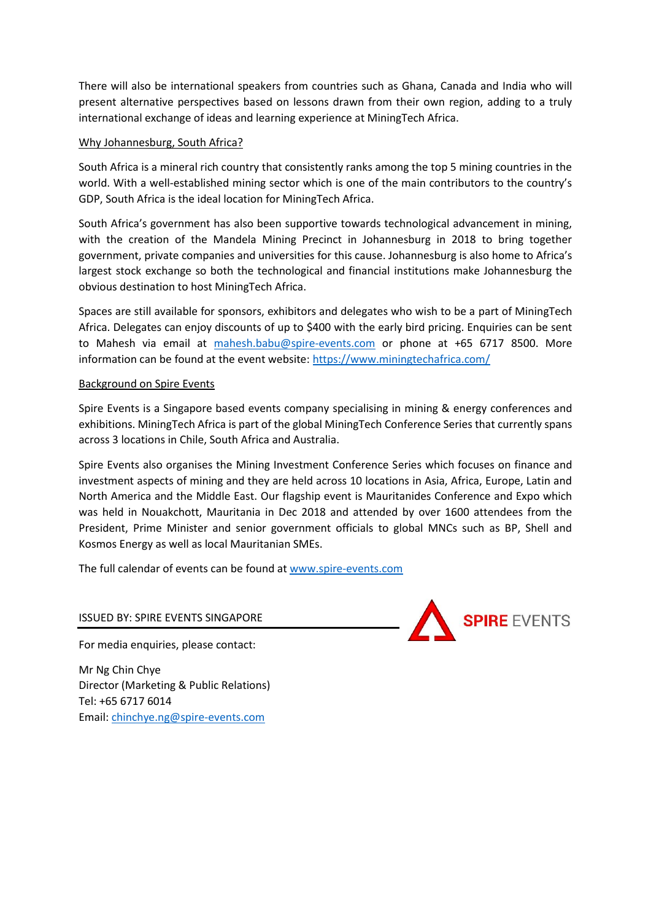There will also be international speakers from countries such as Ghana, Canada and India who will present alternative perspectives based on lessons drawn from their own region, adding to a truly international exchange of ideas and learning experience at MiningTech Africa.

Why Johannesburg, South Africa?

South Africa is a mineral rich country that consistently ranks among the top 5 mining countries in the world. With a well-established mining sector which is one of the main contributors to the country's GDP, South Africa is the ideal location for MiningTech Africa.

South Africa's government has also been supportive towards technological advancement in mining, with the creation of the Mandela Mining Precinct in Johannesburg in 2018 to bring together government, private companies and universities for this cause. Johannesburg is also home to Africa's largest stock exchange so both the technological and financial institutions make Johannesburg the obvious destination to host MiningTech Africa.

Spaces are still available for sponsors, exhibitors and delegates who wish to be a part of MiningTech Africa. Delegates can enjoy discounts of up to $400 with the early bird pricing. Enquiries can be sent to Mahesh via email at mahesh.babu@spire-events.com or phone at +65 6717 8500. More information can be found at the event website: https://www.miningtechafrica.com/

Background on Spire Events

Spire Events is a Singapore based events company specialising in mining & energy conferences and exhibitions. MiningTech Africa is part of the global MiningTech Conference Series that currently spans across 3 locations in Chile, South Africa and Australia.

Spire Events also organises the Mining Investment Conference Series which focuses on finance and investment aspects of mining and they are held across 10 locations in Asia, Africa, Europe, Latin and North America and the Middle East. Our flagship event is Mauritanides Conference and Expo which was held in Nouakchott, Mauritania in Dec 2018 and attended by over 1600 attendees from the President, Prime Minister and senior government officials to global MNCs such as BP, Shell and Kosmos Energy as well as local Mauritanian SMEs.

The full calendar of events can be found at www.spire-events.com

ISSUED BY: SPIRE EVENTS SINGAPORE

SPIRE EVENTS

For media enquiries, please contact:

Mr Ng Chin Chye
Director (Marketing & Public Relations)
Tel: +65 6717 6014
Email: chinchye.ng@spire-events.com